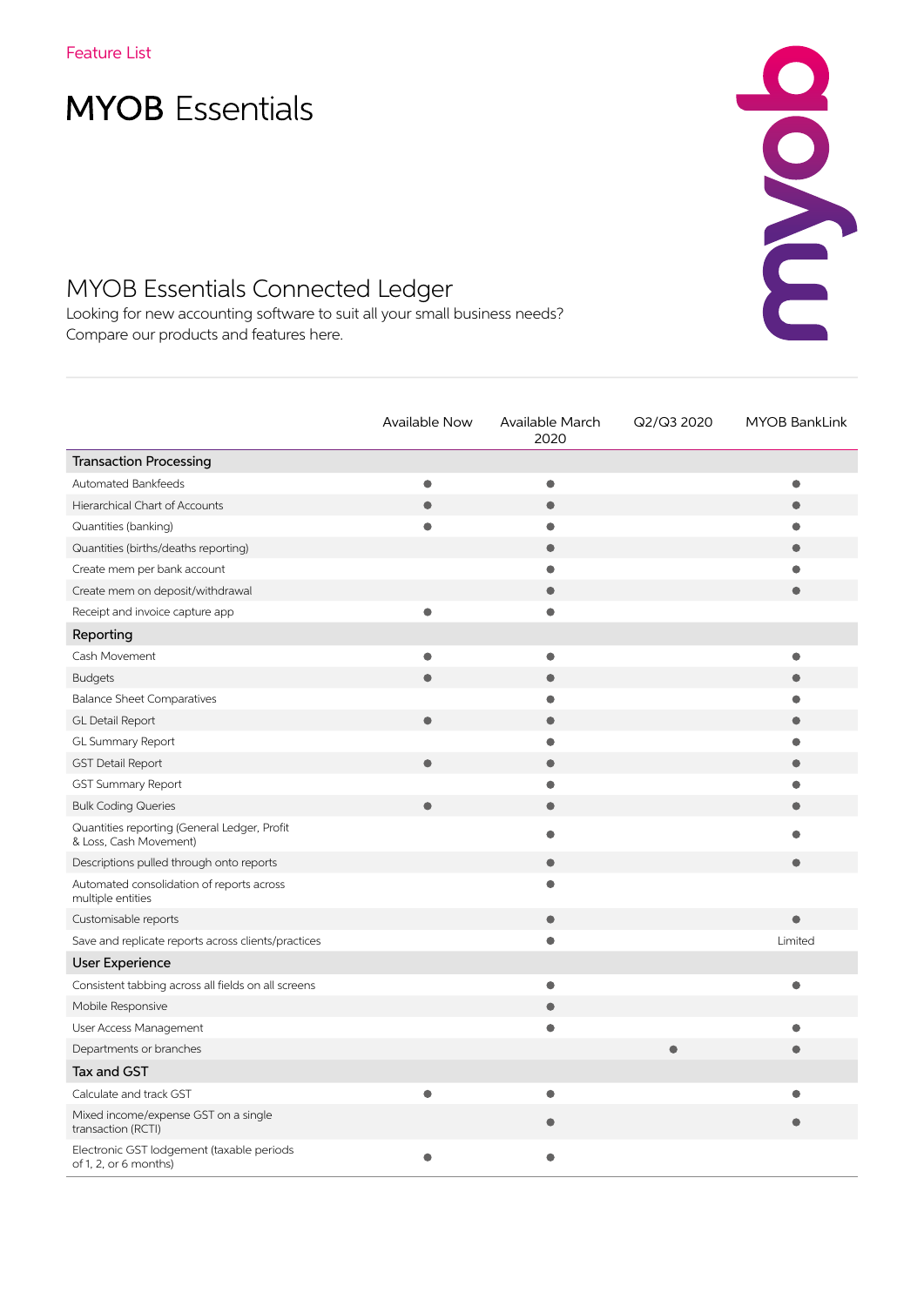Feature List

# MYOB Essentials

## MYOB Essentials Connected Ledger

Looking for new accounting software to suit all your small business needs?
Compare our products and features here.

| | Available Now | Available March 2020 | Q2/Q3 2020 | MYOB BankLink |
|---|---|---|---|---|
| **Transaction Processing** | | | | |
| Automated Bankfeeds | ● | ● | | ● |
| Hierarchical Chart of Accounts | ● | ● | | ● |
| Quantities (banking) | ● | ● | | ● |
| Quantities (births/deaths reporting) | | ● | | ● |
| Create mem per bank account | | ● | | ● |
| Create mem on deposit/withdrawal | | ● | | ● |
| Receipt and invoice capture app | ● | ● | | |
| **Reporting** | | | | |
| Cash Movement | ● | ● | | ● |
| Budgets | ● | ● | | ● |
| Balance Sheet Comparatives | | ● | | ● |
| GL Detail Report | ● | ● | | ● |
| GL Summary Report | | ● | | ● |
| GST Detail Report | ● | ● | | ● |
| GST Summary Report | | ● | | ● |
| Bulk Coding Queries | ● | ● | | ● |
| Quantities reporting (General Ledger, Profit & Loss, Cash Movement) | | ● | | ● |
| Descriptions pulled through onto reports | | ● | | ● |
| Automated consolidation of reports across multiple entities | | ● | | |
| Customisable reports | | ● | | ● |
| Save and replicate reports across clients/practices | | ● | | Limited |
| **User Experience** | | | | |
| Consistent tabbing across all fields on all screens | | ● | | ● |
| Mobile Responsive | | ● | | |
| User Access Management | | ● | | ● |
| Departments or branches | | | ● | ● |
| **Tax and GST** | | | | |
| Calculate and track GST | ● | ● | | ● |
| Mixed income/expense GST on a single transaction (RCTI) | | ● | | ● |
| Electronic GST lodgement (taxable periods of 1, 2, or 6 months) | ● | ● | | |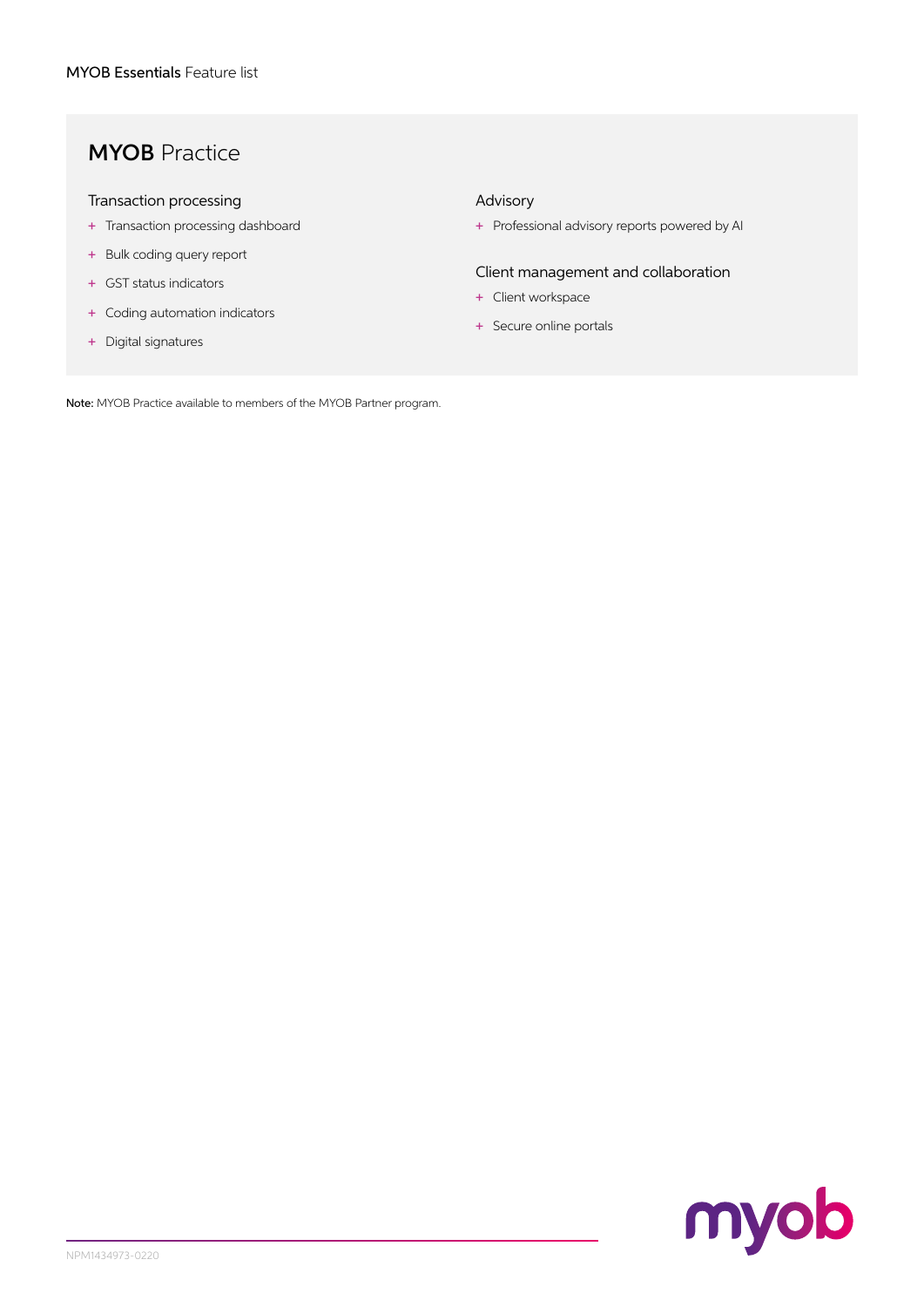## MYOB Practice

### Transaction processing

- Transaction processing dashboard
- Bulk coding query report
- GST status indicators
- Coding automation indicators
- Digital signatures

### Advisory

- Professional advisory reports powered by AI

### Client management and collaboration

- Client workspace
- Secure online portals

**Note:** MYOB Practice available to members of the MYOB Partner program.

NPM1434973-0220